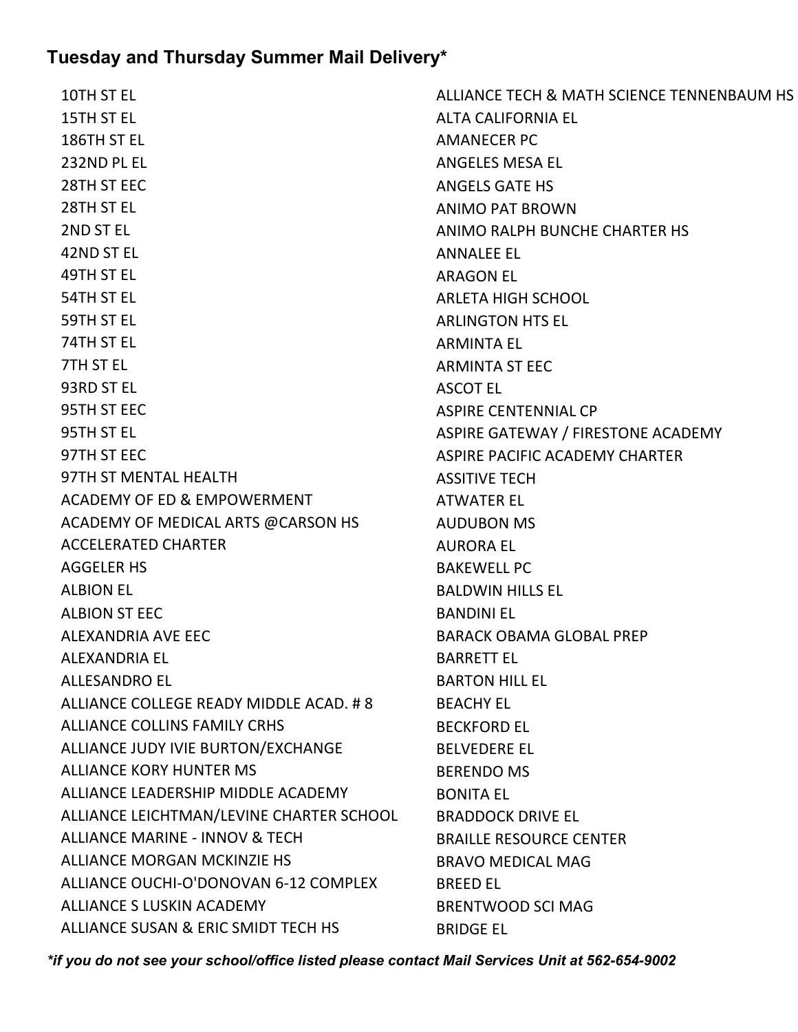## Tuesday and Thursday Summer Mail Delivery*

10TH ST EL
15TH ST EL
186TH ST EL
232ND PL EL
28TH ST EEC
28TH ST EL
2ND ST EL
42ND ST EL
49TH ST EL
54TH ST EL
59TH ST EL
74TH ST EL
7TH ST EL
93RD ST EL
95TH ST EEC
95TH ST EL
97TH ST EEC
97TH ST MENTAL HEALTH
ACADEMY OF ED & EMPOWERMENT
ACADEMY OF MEDICAL ARTS @CARSON HS
ACCELERATED CHARTER
AGGELER HS
ALBION EL
ALBION ST EEC
ALEXANDRIA AVE EEC
ALEXANDRIA EL
ALLESANDRO EL
ALLIANCE COLLEGE READY MIDDLE ACAD. # 8
ALLIANCE COLLINS FAMILY CRHS
ALLIANCE JUDY IVIE BURTON/EXCHANGE
ALLIANCE KORY HUNTER MS
ALLIANCE LEADERSHIP MIDDLE ACADEMY
ALLIANCE LEICHTMAN/LEVINE CHARTER SCHOOL
ALLIANCE MARINE - INNOV & TECH
ALLIANCE MORGAN MCKINZIE HS
ALLIANCE OUCHI-O'DONOVAN 6-12 COMPLEX
ALLIANCE S LUSKIN ACADEMY
ALLIANCE SUSAN & ERIC SMIDT TECH HS
ALLIANCE TECH & MATH SCIENCE TENNENBAUM HS
ALTA CALIFORNIA EL
AMANECER PC
ANGELES MESA EL
ANGELS GATE HS
ANIMO PAT BROWN
ANIMO RALPH BUNCHE CHARTER HS
ANNALEE EL
ARAGON EL
ARLETA HIGH SCHOOL
ARLINGTON HTS EL
ARMINTA EL
ARMINTA ST EEC
ASCOT EL
ASPIRE CENTENNIAL CP
ASPIRE GATEWAY / FIRESTONE ACADEMY
ASPIRE PACIFIC ACADEMY CHARTER
ASSITIVE TECH
ATWATER EL
AUDUBON MS
AURORA EL
BAKEWELL PC
BALDWIN HILLS EL
BANDINI EL
BARACK OBAMA GLOBAL PREP
BARRETT EL
BARTON HILL EL
BEACHY EL
BECKFORD EL
BELVEDERE EL
BERENDO MS
BONITA EL
BRADDOCK DRIVE EL
BRAILLE RESOURCE CENTER
BRAVO MEDICAL MAG
BREED EL
BRENTWOOD SCI MAG
BRIDGE EL

*\*if you do not see your school/office listed please contact Mail Services Unit at 562-654-9002*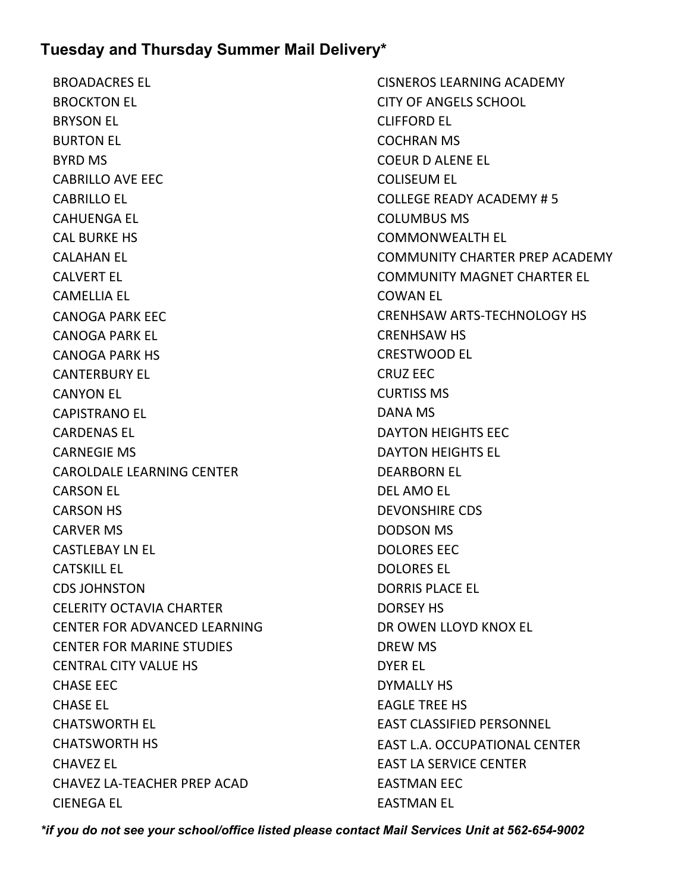## Tuesday and Thursday Summer Mail Delivery*

BROADACRES EL
BROCKTON EL
BRYSON EL
BURTON EL
BYRD MS
CABRILLO AVE EEC
CABRILLO EL
CAHUENGA EL
CAL BURKE HS
CALAHAN EL
CALVERT EL
CAMELLIA EL
CANOGA PARK EEC
CANOGA PARK EL
CANOGA PARK HS
CANTERBURY EL
CANYON EL
CAPISTRANO EL
CARDENAS EL
CARNEGIE MS
CAROLDALE LEARNING CENTER
CARSON EL
CARSON HS
CARVER MS
CASTLEBAY LN EL
CATSKILL EL
CDS JOHNSTON
CELERITY OCTAVIA CHARTER
CENTER FOR ADVANCED LEARNING
CENTER FOR MARINE STUDIES
CENTRAL CITY VALUE HS
CHASE EEC
CHASE EL
CHATSWORTH EL
CHATSWORTH HS
CHAVEZ EL
CHAVEZ LA-TEACHER PREP ACAD
CIENEGA EL
CISNEROS LEARNING ACADEMY
CITY OF ANGELS SCHOOL
CLIFFORD EL
COCHRAN MS
COEUR D ALENE EL
COLISEUM EL
COLLEGE READY ACADEMY # 5
COLUMBUS MS
COMMONWEALTH EL
COMMUNITY CHARTER PREP ACADEMY
COMMUNITY MAGNET CHARTER EL
COWAN EL
CRENHSAW ARTS-TECHNOLOGY HS
CRENHSAW HS
CRESTWOOD EL
CRUZ EEC
CURTISS MS
DANA MS
DAYTON HEIGHTS EEC
DAYTON HEIGHTS EL
DEARBORN EL
DEL AMO EL
DEVONSHIRE CDS
DODSON MS
DOLORES EEC
DOLORES EL
DORRIS PLACE EL
DORSEY HS
DR OWEN LLOYD KNOX EL
DREW MS
DYER EL
DYMALLY HS
EAGLE TREE HS
EAST CLASSIFIED PERSONNEL
EAST L.A. OCCUPATIONAL CENTER
EAST LA SERVICE CENTER
EASTMAN EEC
EASTMAN EL

*\*if you do not see your school/office listed please contact Mail Services Unit at 562-654-9002*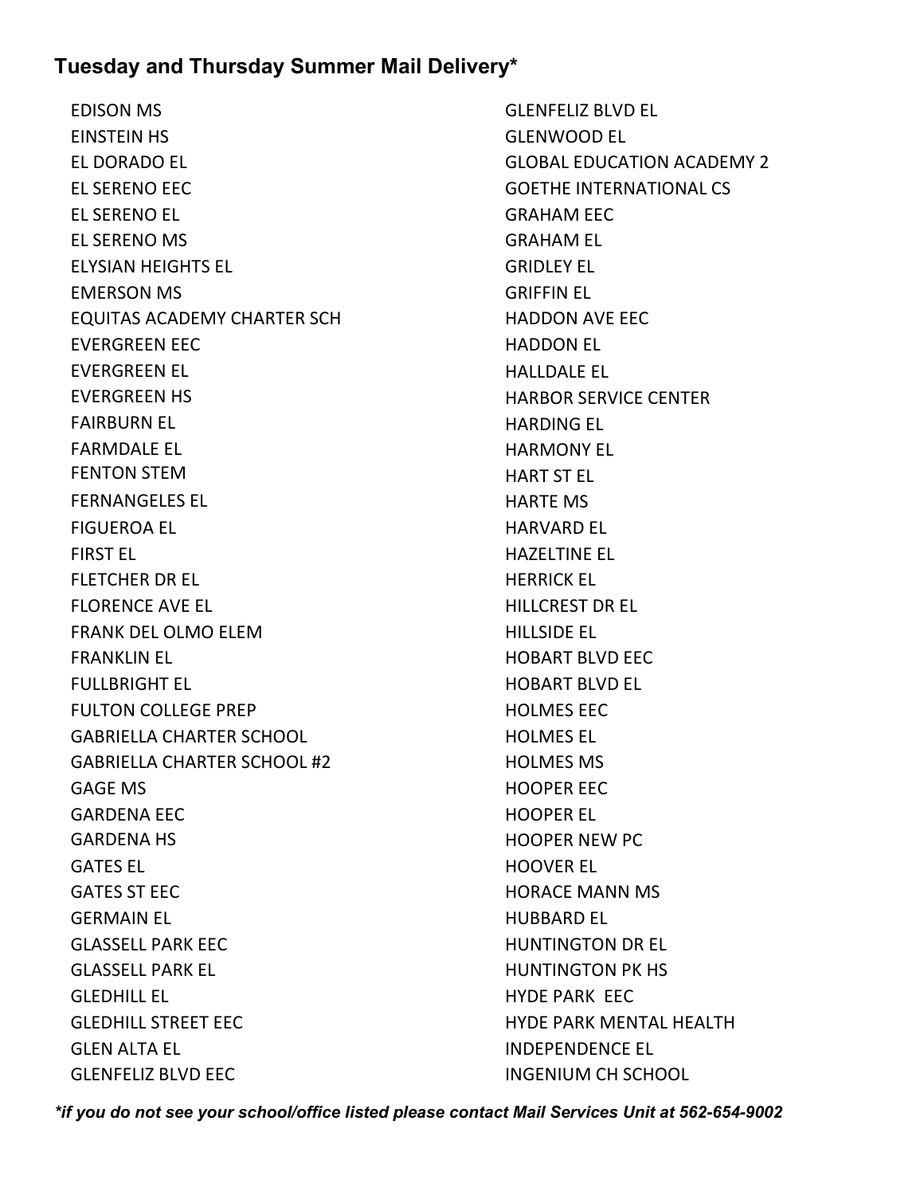## Tuesday and Thursday Summer Mail Delivery*

- EDISON MS
- EINSTEIN HS
- EL DORADO EL
- EL SERENO EEC
- EL SERENO EL
- EL SERENO MS
- ELYSIAN HEIGHTS EL
- EMERSON MS
- EQUITAS ACADEMY CHARTER SCH
- EVERGREEN EEC
- EVERGREEN EL
- EVERGREEN HS
- FAIRBURN EL
- FARMDALE EL
- FENTON STEM
- FERNANGELES EL
- FIGUEROA EL
- FIRST EL
- FLETCHER DR EL
- FLORENCE AVE EL
- FRANK DEL OLMO ELEM
- FRANKLIN EL
- FULLBRIGHT EL
- FULTON COLLEGE PREP
- GABRIELLA CHARTER SCHOOL
- GABRIELLA CHARTER SCHOOL #2
- GAGE MS
- GARDENA EEC
- GARDENA HS
- GATES EL
- GATES ST EEC
- GERMAIN EL
- GLASSELL PARK EEC
- GLASSELL PARK EL
- GLEDHILL EL
- GLEDHILL STREET EEC
- GLEN ALTA EL
- GLENFELIZ BLVD EEC
- GLENFELIZ BLVD EL
- GLENWOOD EL
- GLOBAL EDUCATION ACADEMY 2
- GOETHE INTERNATIONAL CS
- GRAHAM EEC
- GRAHAM EL
- GRIDLEY EL
- GRIFFIN EL
- HADDON AVE EEC
- HADDON EL
- HALLDALE EL
- HARBOR SERVICE CENTER
- HARDING EL
- HARMONY EL
- HART ST EL
- HARTE MS
- HARVARD EL
- HAZELTINE EL
- HERRICK EL
- HILLCREST DR EL
- HILLSIDE EL
- HOBART BLVD EEC
- HOBART BLVD EL
- HOLMES EEC
- HOLMES EL
- HOLMES MS
- HOOPER EEC
- HOOPER EL
- HOOPER NEW PC
- HOOVER EL
- HORACE MANN MS
- HUBBARD EL
- HUNTINGTON DR EL
- HUNTINGTON PK HS
- HYDE PARK EEC
- HYDE PARK MENTAL HEALTH
- INDEPENDENCE EL
- INGENIUM CH SCHOOL

***if you do not see your school/office listed please contact Mail Services Unit at 562-654-9002***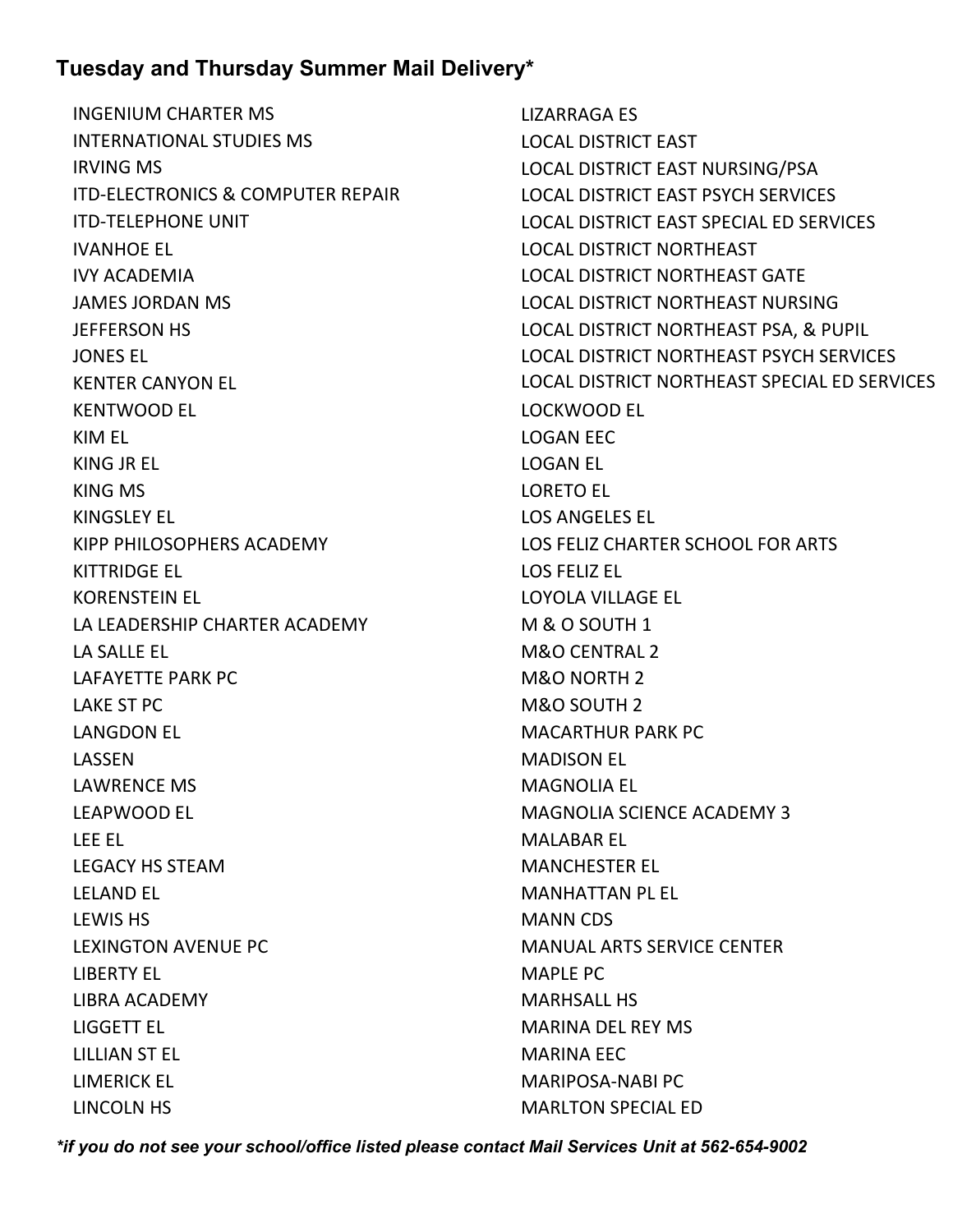## Tuesday and Thursday Summer Mail Delivery*

- INGENIUM CHARTER MS
- INTERNATIONAL STUDIES MS
- IRVING MS
- ITD-ELECTRONICS & COMPUTER REPAIR
- ITD-TELEPHONE UNIT
- IVANHOE EL
- IVY ACADEMIA
- JAMES JORDAN MS
- JEFFERSON HS
- JONES EL
- KENTER CANYON EL
- KENTWOOD EL
- KIM EL
- KING JR EL
- KING MS
- KINGSLEY EL
- KIPP PHILOSOPHERS ACADEMY
- KITTRIDGE EL
- KORENSTEIN EL
- LA LEADERSHIP CHARTER ACADEMY
- LA SALLE EL
- LAFAYETTE PARK PC
- LAKE ST PC
- LANGDON EL
- LASSEN
- LAWRENCE MS
- LEAPWOOD EL
- LEE EL
- LEGACY HS STEAM
- LELAND EL
- LEWIS HS
- LEXINGTON AVENUE PC
- LIBERTY EL
- LIBRA ACADEMY
- LIGGETT EL
- LILLIAN ST EL
- LIMERICK EL
- LINCOLN HS
- LIZARRAGA ES
- LOCAL DISTRICT EAST
- LOCAL DISTRICT EAST NURSING/PSA
- LOCAL DISTRICT EAST PSYCH SERVICES
- LOCAL DISTRICT EAST SPECIAL ED SERVICES
- LOCAL DISTRICT NORTHEAST
- LOCAL DISTRICT NORTHEAST GATE
- LOCAL DISTRICT NORTHEAST NURSING
- LOCAL DISTRICT NORTHEAST PSA, & PUPIL
- LOCAL DISTRICT NORTHEAST PSYCH SERVICES
- LOCAL DISTRICT NORTHEAST SPECIAL ED SERVICES
- LOCKWOOD EL
- LOGAN EEC
- LOGAN EL
- LORETO EL
- LOS ANGELES EL
- LOS FELIZ CHARTER SCHOOL FOR ARTS
- LOS FELIZ EL
- LOYOLA VILLAGE EL
- M & O SOUTH 1
- M&O CENTRAL 2
- M&O NORTH 2
- M&O SOUTH 2
- MACARTHUR PARK PC
- MADISON EL
- MAGNOLIA EL
- MAGNOLIA SCIENCE ACADEMY 3
- MALABAR EL
- MANCHESTER EL
- MANHATTAN PL EL
- MANN CDS
- MANUAL ARTS SERVICE CENTER
- MAPLE PC
- MARHSALL HS
- MARINA DEL REY MS
- MARINA EEC
- MARIPOSA-NABI PC
- MARLTON SPECIAL ED

***if you do not see your school/office listed please contact Mail Services Unit at 562-654-9002***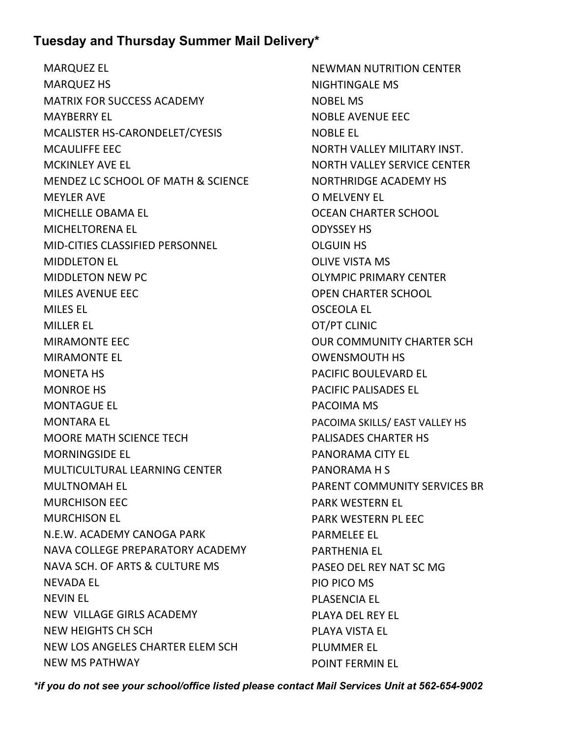## Tuesday and Thursday Summer Mail Delivery*

- MARQUEZ EL
- MARQUEZ HS
- MATRIX FOR SUCCESS ACADEMY
- MAYBERRY EL
- MCALISTER HS-CARONDELET/CYESIS
- MCAULIFFE EEC
- MCKINLEY AVE EL
- MENDEZ LC SCHOOL OF MATH & SCIENCE
- MEYLER AVE
- MICHELLE OBAMA EL
- MICHELTORENA EL
- MID-CITIES CLASSIFIED PERSONNEL
- MIDDLETON EL
- MIDDLETON NEW PC
- MILES AVENUE EEC
- MILES EL
- MILLER EL
- MIRAMONTE EEC
- MIRAMONTE EL
- MONETA HS
- MONROE HS
- MONTAGUE EL
- MONTARA EL
- MOORE MATH SCIENCE TECH
- MORNINGSIDE EL
- MULTICULTURAL LEARNING CENTER
- MULTNOMAH EL
- MURCHISON EEC
- MURCHISON EL
- N.E.W. ACADEMY CANOGA PARK
- NAVA COLLEGE PREPARATORY ACADEMY
- NAVA SCH. OF ARTS & CULTURE MS
- NEVADA EL
- NEVIN EL
- NEW VILLAGE GIRLS ACADEMY
- NEW HEIGHTS CH SCH
- NEW LOS ANGELES CHARTER ELEM SCH
- NEW MS PATHWAY
- NEWMAN NUTRITION CENTER
- NIGHTINGALE MS
- NOBEL MS
- NOBLE AVENUE EEC
- NOBLE EL
- NORTH VALLEY MILITARY INST.
- NORTH VALLEY SERVICE CENTER
- NORTHRIDGE ACADEMY HS
- O MELVENY EL
- OCEAN CHARTER SCHOOL
- ODYSSEY HS
- OLGUIN HS
- OLIVE VISTA MS
- OLYMPIC PRIMARY CENTER
- OPEN CHARTER SCHOOL
- OSCEOLA EL
- OT/PT CLINIC
- OUR COMMUNITY CHARTER SCH
- OWENSMOUTH HS
- PACIFIC BOULEVARD EL
- PACIFIC PALISADES EL
- PACOIMA MS
- PACOIMA SKILLS/ EAST VALLEY HS
- PALISADES CHARTER HS
- PANORAMA CITY EL
- PANORAMA H S
- PARENT COMMUNITY SERVICES BR
- PARK WESTERN EL
- PARK WESTERN PL EEC
- PARMELEE EL
- PARTHENIA EL
- PASEO DEL REY NAT SC MG
- PIO PICO MS
- PLASENCIA EL
- PLAYA DEL REY EL
- PLAYA VISTA EL
- PLUMMER EL
- POINT FERMIN EL

***if you do not see your school/office listed please contact Mail Services Unit at 562-654-9002***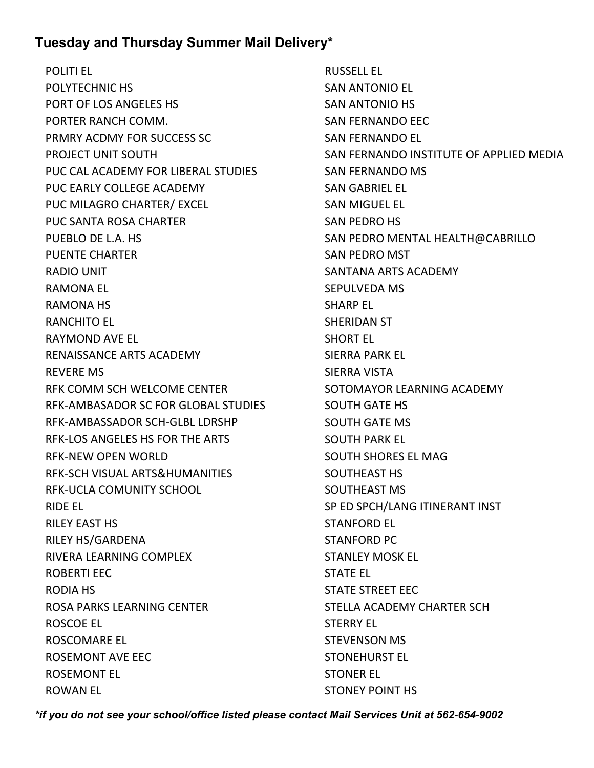## Tuesday and Thursday Summer Mail Delivery*

- POLITI EL
- POLYTECHNIC HS
- PORT OF LOS ANGELES HS
- PORTER RANCH COMM.
- PRMRY ACDMY FOR SUCCESS SC
- PROJECT UNIT SOUTH
- PUC CAL ACADEMY FOR LIBERAL STUDIES
- PUC EARLY COLLEGE ACADEMY
- PUC MILAGRO CHARTER/ EXCEL
- PUC SANTA ROSA CHARTER
- PUEBLO DE L.A. HS
- PUENTE CHARTER
- RADIO UNIT
- RAMONA EL
- RAMONA HS
- RANCHITO EL
- RAYMOND AVE EL
- RENAISSANCE ARTS ACADEMY
- REVERE MS
- RFK COMM SCH WELCOME CENTER
- RFK-AMBASADOR SC FOR GLOBAL STUDIES
- RFK-AMBASSADOR SCH-GLBL LDRSHP
- RFK-LOS ANGELES HS FOR THE ARTS
- RFK-NEW OPEN WORLD
- RFK-SCH VISUAL ARTS&HUMANITIES
- RFK-UCLA COMUNITY SCHOOL
- RIDE EL
- RILEY EAST HS
- RILEY HS/GARDENA
- RIVERA LEARNING COMPLEX
- ROBERTI EEC
- RODIA HS
- ROSA PARKS LEARNING CENTER
- ROSCOE EL
- ROSCOMARE EL
- ROSEMONT AVE EEC
- ROSEMONT EL
- ROWAN EL
- RUSSELL EL
- SAN ANTONIO EL
- SAN ANTONIO HS
- SAN FERNANDO EEC
- SAN FERNANDO EL
- SAN FERNANDO INSTITUTE OF APPLIED MEDIA
- SAN FERNANDO MS
- SAN GABRIEL EL
- SAN MIGUEL EL
- SAN PEDRO HS
- SAN PEDRO MENTAL HEALTH@CABRILLO
- SAN PEDRO MST
- SANTANA ARTS ACADEMY
- SEPULVEDA MS
- SHARP EL
- SHERIDAN ST
- SHORT EL
- SIERRA PARK EL
- SIERRA VISTA
- SOTOMAYOR LEARNING ACADEMY
- SOUTH GATE HS
- SOUTH GATE MS
- SOUTH PARK EL
- SOUTH SHORES EL MAG
- SOUTHEAST HS
- SOUTHEAST MS
- SP ED SPCH/LANG ITINERANT INST
- STANFORD EL
- STANFORD PC
- STANLEY MOSK EL
- STATE EL
- STATE STREET EEC
- STELLA ACADEMY CHARTER SCH
- STERRY EL
- STEVENSON MS
- STONEHURST EL
- STONER EL
- STONEY POINT HS

*\*if you do not see your school/office listed please contact Mail Services Unit at 562-654-9002*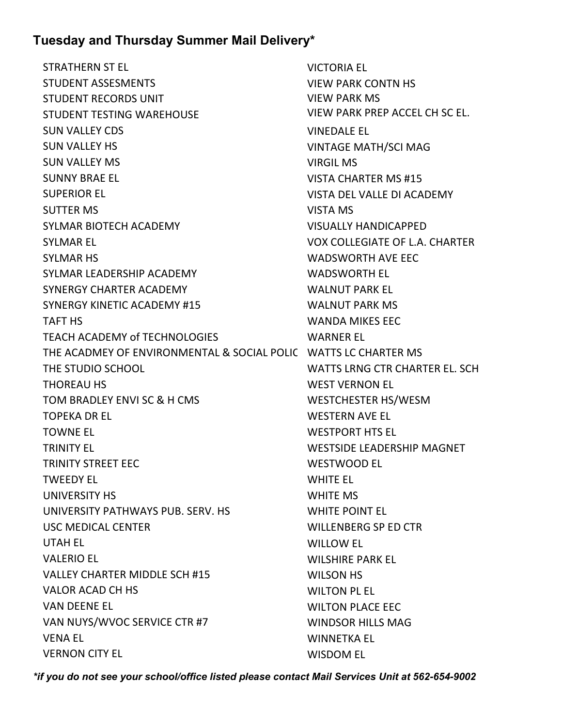## Tuesday and Thursday Summer Mail Delivery*

STRATHERN ST EL
STUDENT ASSESMENTS
STUDENT RECORDS UNIT
STUDENT TESTING WAREHOUSE
SUN VALLEY CDS
SUN VALLEY HS
SUN VALLEY MS
SUNNY BRAE EL
SUPERIOR EL
SUTTER MS
SYLMAR BIOTECH ACADEMY
SYLMAR EL
SYLMAR HS
SYLMAR LEADERSHIP ACADEMY
SYNERGY CHARTER ACADEMY
SYNERGY KINETIC ACADEMY #15
TAFT HS
TEACH ACADEMY of TECHNOLOGIES
THE ACADMEY OF ENVIRONMENTAL & SOCIAL POLIC
THE STUDIO SCHOOL
THOREAU HS
TOM BRADLEY ENVI SC & H CMS
TOPEKA DR EL
TOWNE EL
TRINITY EL
TRINITY STREET EEC
TWEEDY EL
UNIVERSITY HS
UNIVERSITY PATHWAYS PUB. SERV. HS
USC MEDICAL CENTER
UTAH EL
VALERIO EL
VALLEY CHARTER MIDDLE SCH #15
VALOR ACAD CH HS
VAN DEENE EL
VAN NUYS/WVOC SERVICE CTR #7
VENA EL
VERNON CITY EL
VICTORIA EL
VIEW PARK CONTN HS
VIEW PARK MS
VIEW PARK PREP ACCEL CH SC EL.
VINEDALE EL
VINTAGE MATH/SCI MAG
VIRGIL MS
VISTA CHARTER MS #15
VISTA DEL VALLE DI ACADEMY
VISTA MS
VISUALLY HANDICAPPED
VOX COLLEGIATE OF L.A. CHARTER
WADSWORTH AVE EEC
WADSWORTH EL
WALNUT PARK EL
WALNUT PARK MS
WANDA MIKES EEC
WARNER EL
WATTS LC CHARTER MS
WATTS LRNG CTR CHARTER EL. SCH
WEST VERNON EL
WESTCHESTER HS/WESM
WESTERN AVE EL
WESTPORT HTS EL
WESTSIDE LEADERSHIP MAGNET
WESTWOOD EL
WHITE EL
WHITE MS
WHITE POINT EL
WILLENBERG SP ED CTR
WILLOW EL
WILSHIRE PARK EL
WILSON HS
WILTON PL EL
WILTON PLACE EEC
WINDSOR HILLS MAG
WINNETKA EL
WISDOM EL

***if you do not see your school/office listed please contact Mail Services Unit at 562-654-9002***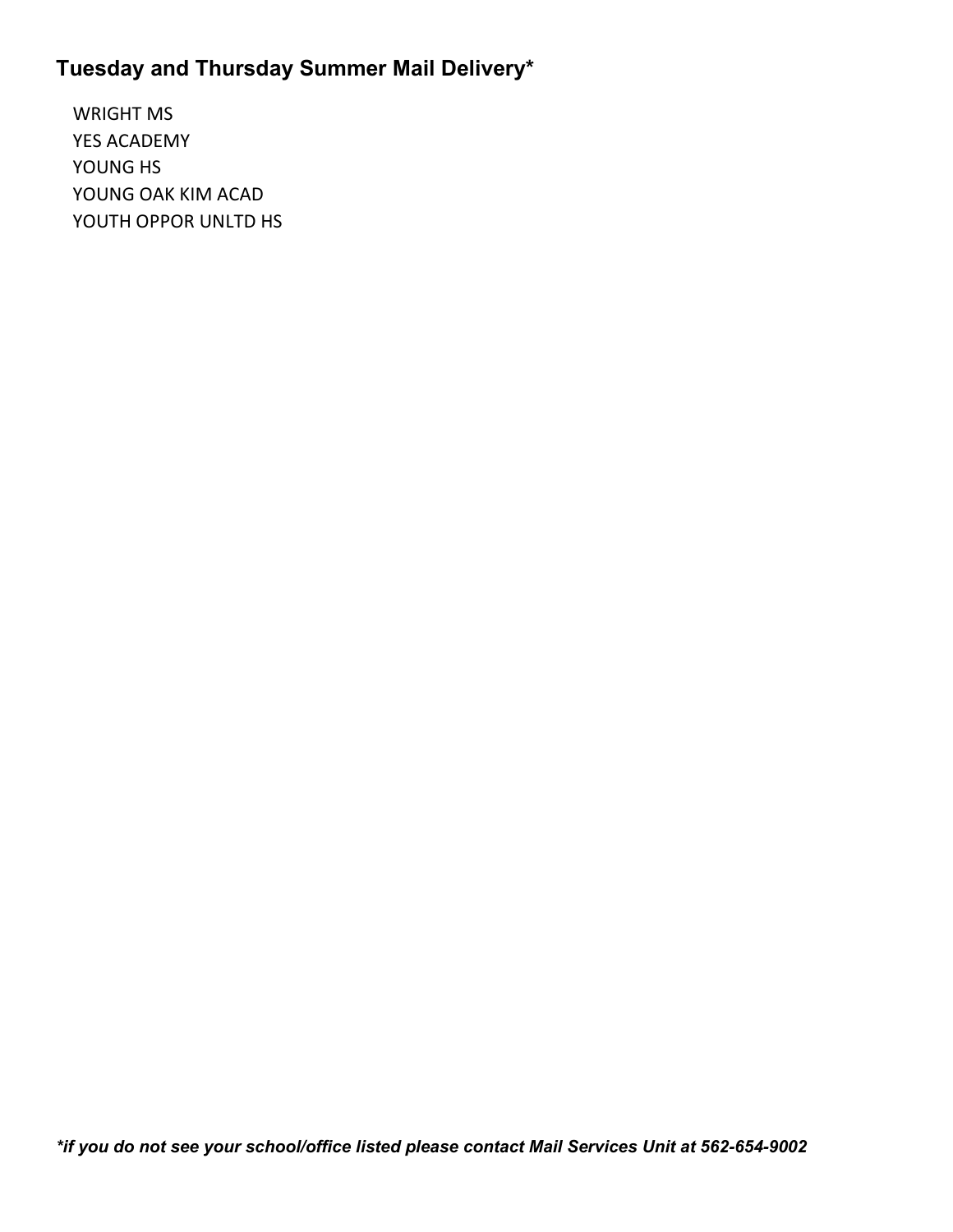### Tuesday and Thursday Summer Mail Delivery*

WRIGHT MS
YES ACADEMY
YOUNG HS
YOUNG OAK KIM ACAD
YOUTH OPPOR UNLTD HS

*\*if you do not see your school/office listed please contact Mail Services Unit at 562-654-9002*